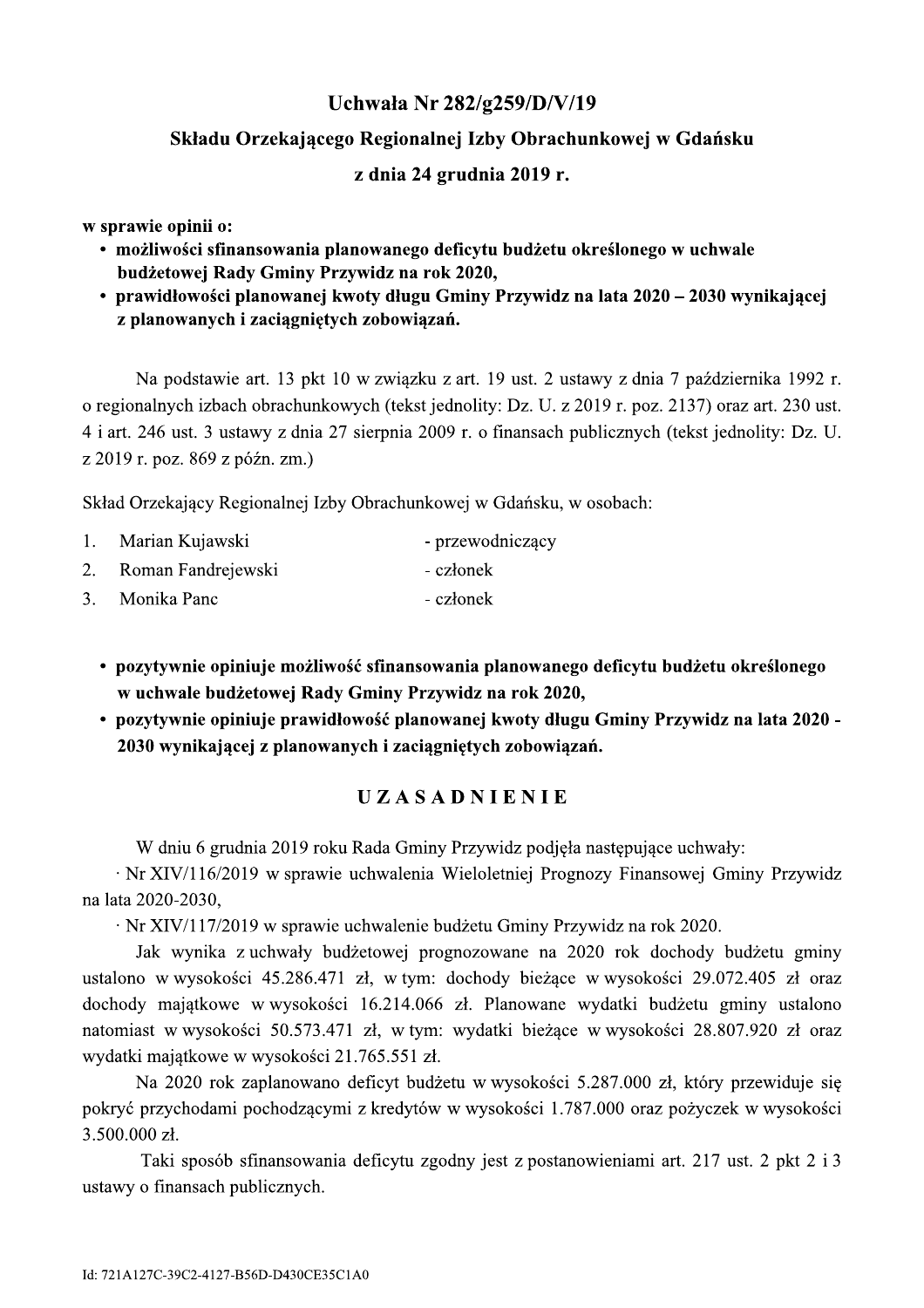# Uchwała Nr 282/g259/D/V/19

## Składu Orzekającego Regionalnej Izby Obrachunkowej w Gdańsku

## z dnia 24 grudnia 2019 r.

**w sprawie opinii o:**

- **możliwości sfinansowania planowanego deficytu budżetu określonego w uchwale budżetowej Rady Gminy Przywidz na rok 2020,**
- **prawidłowości planowanej kwoty długu Gminy Przywidz na lata 2020 – 2030 wynikającej z planowanych i zaciągniętych zobowiązań.**

Na podstawie art. 13 pkt 10 w związku z art. 19 ust. 2 ustawy z dnia 7 października 1992 r. o regionalnych izbach obrachunkowych (tekst jednolity: Dz. U. z 2019 r. poz. 2137) oraz art. 230 ust. 4 i art. 246 ust. 3 ustawy z dnia 27 sierpnia 2009 r. o finansach publicznych (tekst jednolity: Dz. U. z 2019 r. poz. 869 z późn. zm.)

Skład Orzekający Regionalnej Izby Obrachunkowej w Gdańsku, w osobach:

1. Marian Kujawski - przewodniczący
2. Roman Fandrejewski - członek
3. Monika Panc - członek

- **pozytywnie opiniuje możliwość sfinansowania planowanego deficytu budżetu określonego w uchwale budżetowej Rady Gminy Przywidz na rok 2020,**
- **pozytywnie opiniuje prawidłowość planowanej kwoty długu Gminy Przywidz na lata 2020 - 2030 wynikającej z planowanych i zaciągniętych zobowiązań.**

## UZASADNIENIE

W dniu 6 grudnia 2019 roku Rada Gminy Przywidz podjęła następujące uchwały:

· Nr XIV/116/2019 w sprawie uchwalenia Wieloletniej Prognozy Finansowej Gminy Przywidz na lata 2020-2030,

· Nr XIV/117/2019 w sprawie uchwalenie budżetu Gminy Przywidz na rok 2020.

Jak wynika z uchwały budżetowej prognozowane na 2020 rok dochody budżetu gminy ustalono w wysokości 45.286.471 zł, w tym: dochody bieżące w wysokości 29.072.405 zł oraz dochody majątkowe w wysokości 16.214.066 zł. Planowane wydatki budżetu gminy ustalono natomiast w wysokości 50.573.471 zł, w tym: wydatki bieżące w wysokości 28.807.920 zł oraz wydatki majątkowe w wysokości 21.765.551 zł.

Na 2020 rok zaplanowano deficyt budżetu w wysokości 5.287.000 zł, który przewiduje się pokryć przychodami pochodzącymi z kredytów w wysokości 1.787.000 oraz pożyczek w wysokości 3.500.000 zł.

Taki sposób sfinansowania deficytu zgodny jest z postanowieniami art. 217 ust. 2 pkt 2 i 3 ustawy o finansach publicznych.

Id: 721A127C-39C2-4127-B56D-D430CE35C1A0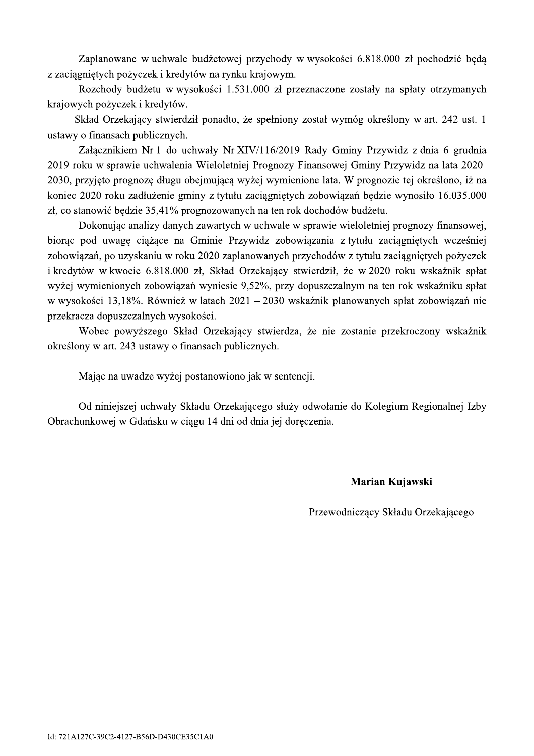Zaplanowane w uchwale budżetowej przychody w wysokości 6.818.000 zł pochodzić będą z zaciągniętych pożyczek i kredytów na rynku krajowym.

Rozchody budżetu w wysokości 1.531.000 zł przeznaczone zostały na spłaty otrzymanych krajowych pożyczek i kredytów.

Skład Orzekający stwierdził ponadto, że spełniony został wymóg określony w art. 242 ust. 1 ustawy o finansach publicznych.

Załącznikiem Nr 1 do uchwały Nr XIV/116/2019 Rady Gminy Przywidz z dnia 6 grudnia 2019 roku w sprawie uchwalenia Wieloletniej Prognozy Finansowej Gminy Przywidz na lata 2020-2030, przyjęto prognozę długu obejmującą wyżej wymienione lata. W prognozie tej określono, iż na koniec 2020 roku zadłużenie gminy z tytułu zaciągniętych zobowiązań będzie wynosiło 16.035.000 zł, co stanowić będzie 35,41% prognozowanych na ten rok dochodów budżetu.

Dokonując analizy danych zawartych w uchwale w sprawie wieloletniej prognozy finansowej, biorąc pod uwagę ciążące na Gminie Przywidz zobowiązania z tytułu zaciągniętych wcześniej zobowiązań, po uzyskaniu w roku 2020 zaplanowanych przychodów z tytułu zaciągniętych pożyczek i kredytów w kwocie 6.818.000 zł, Skład Orzekający stwierdził, że w 2020 roku wskaźnik spłat wyżej wymienionych zobowiązań wyniesie 9,52%, przy dopuszczalnym na ten rok wskaźniku spłat w wysokości 13,18%. Również w latach 2021 – 2030 wskaźnik planowanych spłat zobowiązań nie przekracza dopuszczalnych wysokości.

Wobec powyższego Skład Orzekający stwierdza, że nie zostanie przekroczony wskaźnik określony w art. 243 ustawy o finansach publicznych.

Mając na uwadze wyżej postanowiono jak w sentencji.

Od niniejszej uchwały Składu Orzekającego służy odwołanie do Kolegium Regionalnej Izby Obrachunkowej w Gdańsku w ciągu 14 dni od dnia jej doręczenia.

**Marian Kujawski**

Przewodniczący Składu Orzekającego

Id: 721A127C-39C2-4127-B56D-D430CE35C1A0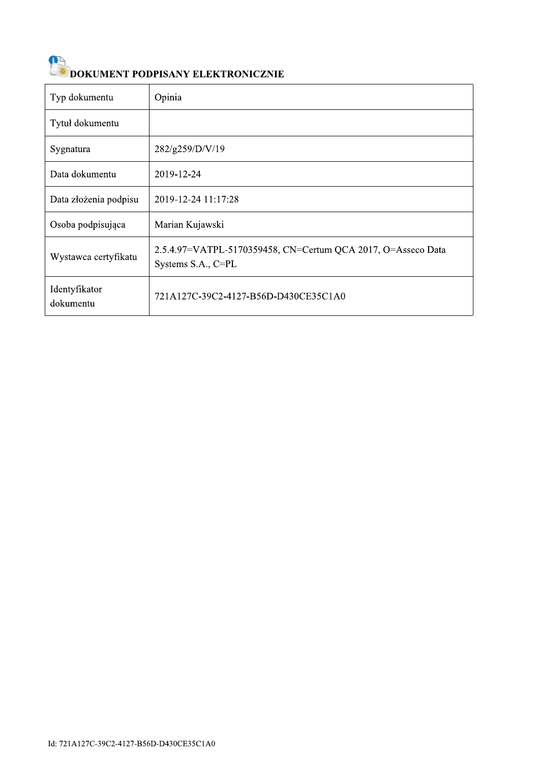**DOKUMENT PODPISANY ELEKTRONICZNIE**

| | |
|---|---|
| Typ dokumentu | Opinia |
| Tytuł dokumentu | |
| Sygnatura | 282/g259/D/V/19 |
| Data dokumentu | 2019-12-24 |
| Data złożenia podpisu | 2019-12-24 11:17:28 |
| Osoba podpisująca | Marian Kujawski |
| Wystawca certyfikatu | 2.5.4.97=VATPL-5170359458, CN=Certum QCA 2017, O=Asseco Data Systems S.A., C=PL |
| Identyfikator dokumentu | 721A127C-39C2-4127-B56D-D430CE35C1A0 |